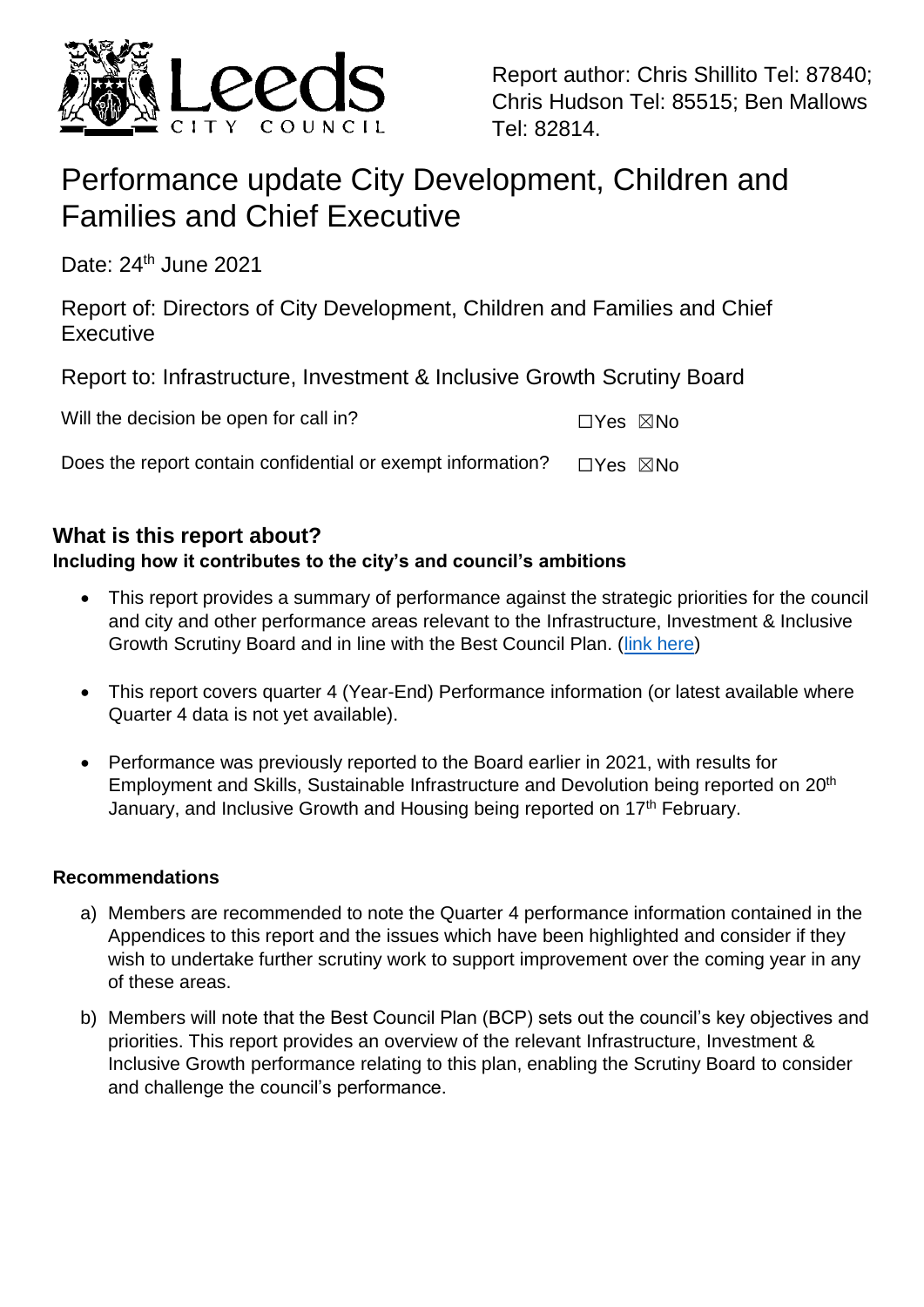Report author: Chris Shillito Tel: 87840; Chris Hudson Tel: 85515; Ben Mallows Tel: 82814.

# Performance update City Development, Children and Families and Chief Executive

Date: 24th June 2021

Report of: Directors of City Development, Children and Families and Chief Executive

Report to: Infrastructure, Investment & Inclusive Growth Scrutiny Board

Will the decision be open for call in? ☐Yes ☒No

Does the report contain confidential or exempt information? ☐Yes ☒No

## What is this report about?

**Including how it contributes to the city's and council's ambitions**

- This report provides a summary of performance against the strategic priorities for the council and city and other performance areas relevant to the Infrastructure, Investment & Inclusive Growth Scrutiny Board and in line with the Best Council Plan. (link here)

- This report covers quarter 4 (Year-End) Performance information (or latest available where Quarter 4 data is not yet available).

- Performance was previously reported to the Board earlier in 2021, with results for Employment and Skills, Sustainable Infrastructure and Devolution being reported on 20th January, and Inclusive Growth and Housing being reported on 17th February.

### Recommendations

a) Members are recommended to note the Quarter 4 performance information contained in the Appendices to this report and the issues which have been highlighted and consider if they wish to undertake further scrutiny work to support improvement over the coming year in any of these areas.

b) Members will note that the Best Council Plan (BCP) sets out the council's key objectives and priorities. This report provides an overview of the relevant Infrastructure, Investment & Inclusive Growth performance relating to this plan, enabling the Scrutiny Board to consider and challenge the council's performance.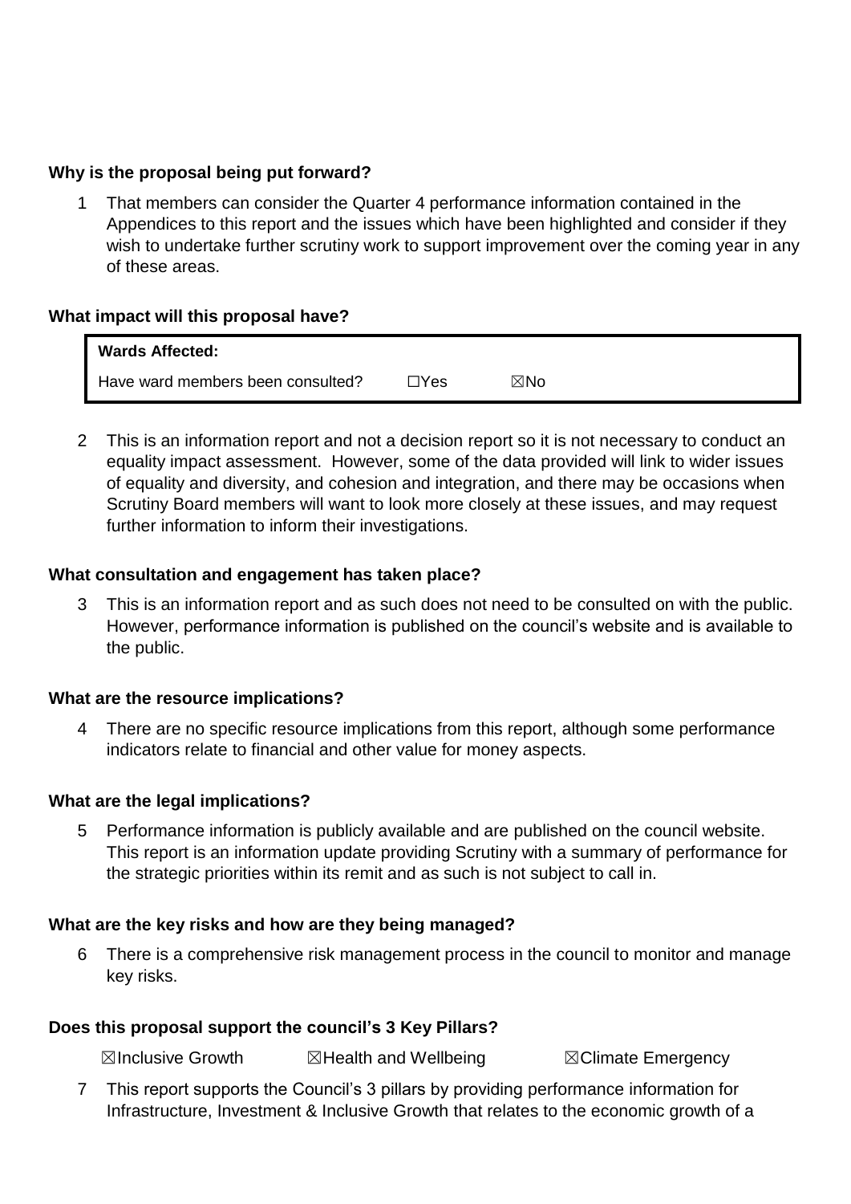**Why is the proposal being put forward?**

1. That members can consider the Quarter 4 performance information contained in the Appendices to this report and the issues which have been highlighted and consider if they wish to undertake further scrutiny work to support improvement over the coming year in any of these areas.

**What impact will this proposal have?**

| **Wards Affected:** | | |
|---|---|---|
| Have ward members been consulted? | ☐Yes | ☒No |

2. This is an information report and not a decision report so it is not necessary to conduct an equality impact assessment. However, some of the data provided will link to wider issues of equality and diversity, and cohesion and integration, and there may be occasions when Scrutiny Board members will want to look more closely at these issues, and may request further information to inform their investigations.

**What consultation and engagement has taken place?**

3. This is an information report and as such does not need to be consulted on with the public. However, performance information is published on the council's website and is available to the public.

**What are the resource implications?**

4. There are no specific resource implications from this report, although some performance indicators relate to financial and other value for money aspects.

**What are the legal implications?**

5. Performance information is publicly available and are published on the council website. This report is an information update providing Scrutiny with a summary of performance for the strategic priorities within its remit and as such is not subject to call in.

**What are the key risks and how are they being managed?**

6. There is a comprehensive risk management process in the council to monitor and manage key risks.

**Does this proposal support the council's 3 Key Pillars?**

☒Inclusive Growth ☒Health and Wellbeing ☒Climate Emergency

7. This report supports the Council's 3 pillars by providing performance information for Infrastructure, Investment & Inclusive Growth that relates to the economic growth of a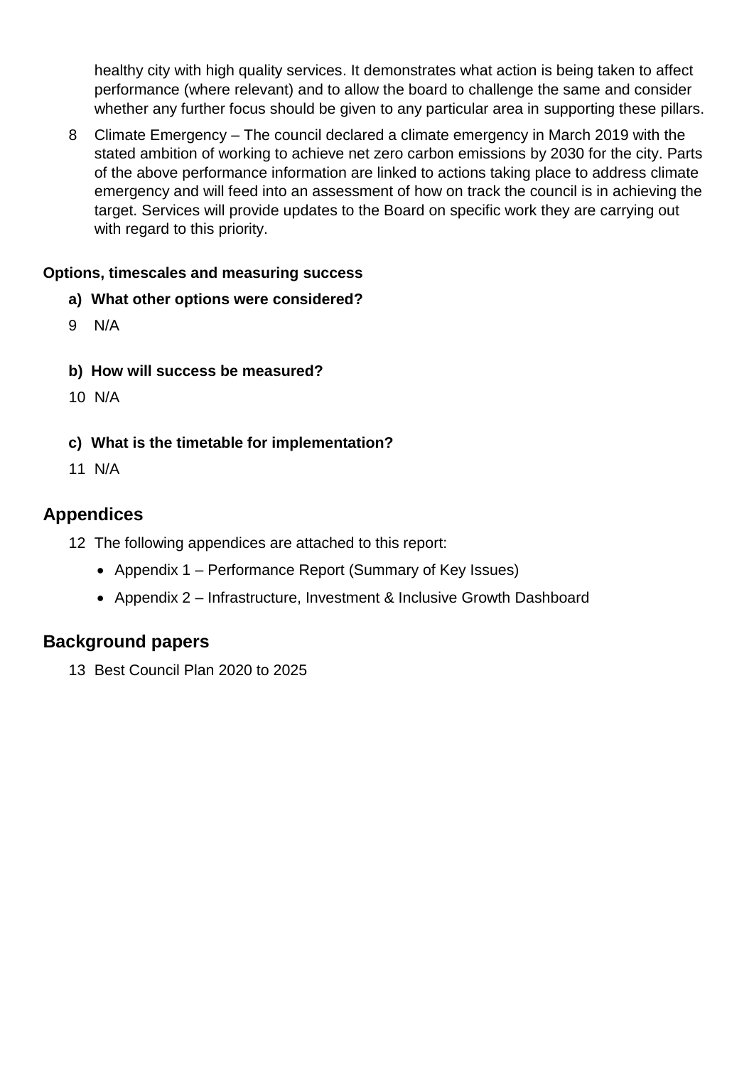healthy city with high quality services. It demonstrates what action is being taken to affect performance (where relevant) and to allow the board to challenge the same and consider whether any further focus should be given to any particular area in supporting these pillars.

8 Climate Emergency – The council declared a climate emergency in March 2019 with the stated ambition of working to achieve net zero carbon emissions by 2030 for the city. Parts of the above performance information are linked to actions taking place to address climate emergency and will feed into an assessment of how on track the council is in achieving the target. Services will provide updates to the Board on specific work they are carrying out with regard to this priority.

**Options, timescales and measuring success**

**a) What other options were considered?**

9 N/A

**b) How will success be measured?**

10 N/A

**c) What is the timetable for implementation?**

11 N/A

## Appendices

12 The following appendices are attached to this report:

- Appendix 1 – Performance Report (Summary of Key Issues)
- Appendix 2 – Infrastructure, Investment & Inclusive Growth Dashboard

## Background papers

13 Best Council Plan 2020 to 2025